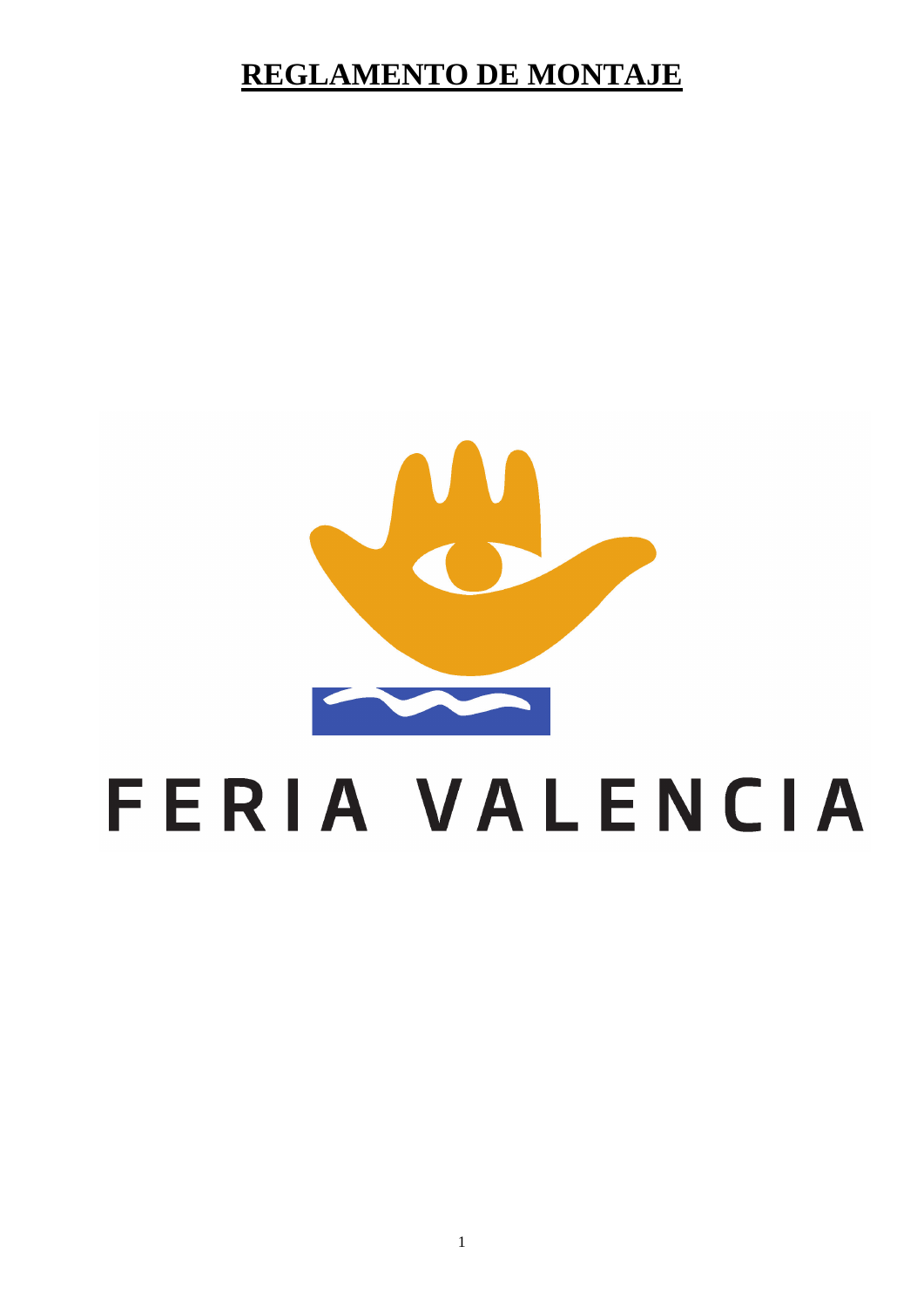# REGLAMENTO DE MONTAJE

FERIA VALENCIA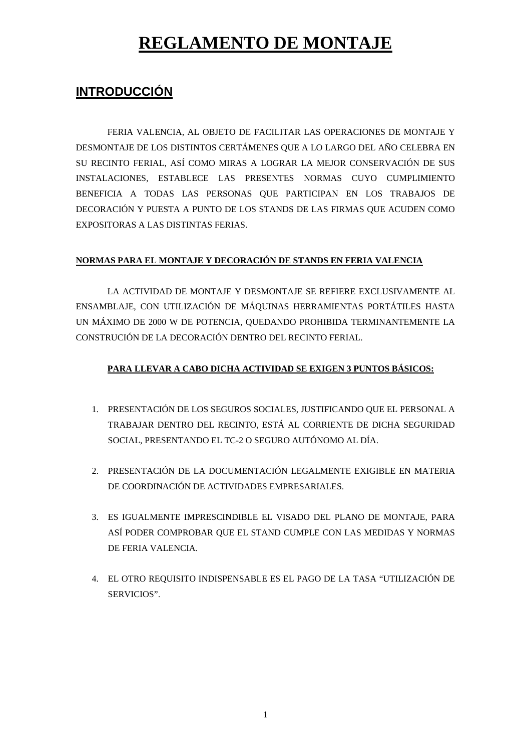# REGLAMENTO DE MONTAJE

## INTRODUCCIÓN

FERIA VALENCIA, AL OBJETO DE FACILITAR LAS OPERACIONES DE MONTAJE Y DESMONTAJE DE LOS DISTINTOS CERTÁMENES QUE A LO LARGO DEL AÑO CELEBRA EN SU RECINTO FERIAL, ASÍ COMO MIRAS A LOGRAR LA MEJOR CONSERVACIÓN DE SUS INSTALACIONES, ESTABLECE LAS PRESENTES NORMAS CUYO CUMPLIMIENTO BENEFICIA A TODAS LAS PERSONAS QUE PARTICIPAN EN LOS TRABAJOS DE DECORACIÓN Y PUESTA A PUNTO DE LOS STANDS DE LAS FIRMAS QUE ACUDEN COMO EXPOSITORAS A LAS DISTINTAS FERIAS.

### NORMAS PARA EL MONTAJE Y DECORACIÓN DE STANDS EN FERIA VALENCIA

LA ACTIVIDAD DE MONTAJE Y DESMONTAJE SE REFIERE EXCLUSIVAMENTE AL ENSAMBLAJE, CON UTILIZACIÓN DE MÁQUINAS HERRAMIENTAS PORTÁTILES HASTA UN MÁXIMO DE 2000 W DE POTENCIA, QUEDANDO PROHIBIDA TERMINANTEMENTE LA CONSTRUCIÓN DE LA DECORACIÓN DENTRO DEL RECINTO FERIAL.

**PARA LLEVAR A CABO DICHA ACTIVIDAD SE EXIGEN 3 PUNTOS BÁSICOS:**

1. PRESENTACIÓN DE LOS SEGUROS SOCIALES, JUSTIFICANDO QUE EL PERSONAL A TRABAJAR DENTRO DEL RECINTO, ESTÁ AL CORRIENTE DE DICHA SEGURIDAD SOCIAL, PRESENTANDO EL TC-2 O SEGURO AUTÓNOMO AL DÍA.

2. PRESENTACIÓN DE LA DOCUMENTACIÓN LEGALMENTE EXIGIBLE EN MATERIA DE COORDINACIÓN DE ACTIVIDADES EMPRESARIALES.

3. ES IGUALMENTE IMPRESCINDIBLE EL VISADO DEL PLANO DE MONTAJE, PARA ASÍ PODER COMPROBAR QUE EL STAND CUMPLE CON LAS MEDIDAS Y NORMAS DE FERIA VALENCIA.

4. EL OTRO REQUISITO INDISPENSABLE ES EL PAGO DE LA TASA "UTILIZACIÓN DE SERVICIOS".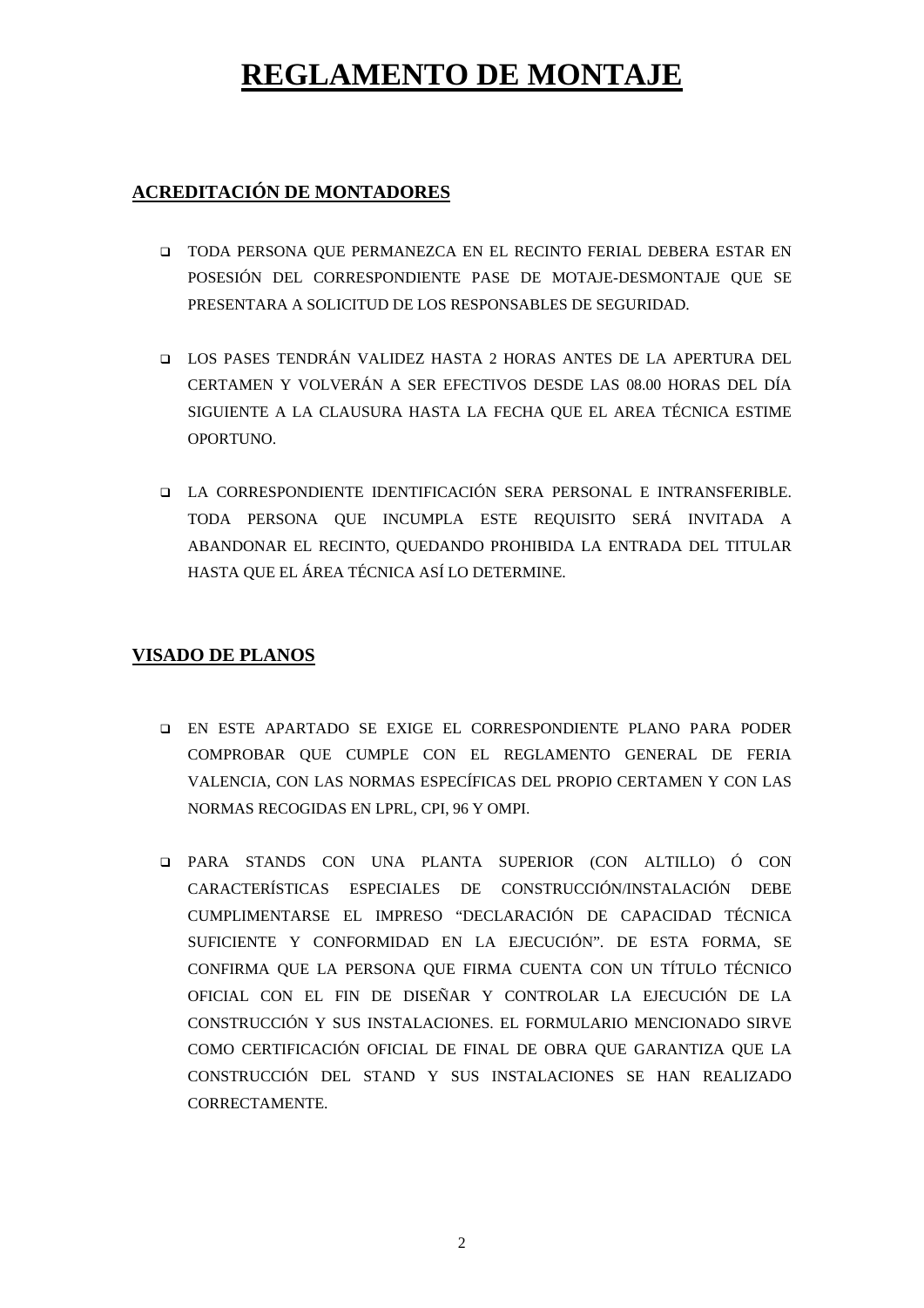# REGLAMENTO DE MONTAJE

## ACREDITACIÓN DE MONTADORES

- TODA PERSONA QUE PERMANEZCA EN EL RECINTO FERIAL DEBERA ESTAR EN POSESIÓN DEL CORRESPONDIENTE PASE DE MOTAJE-DESMONTAJE QUE SE PRESENTARA A SOLICITUD DE LOS RESPONSABLES DE SEGURIDAD.

- LOS PASES TENDRÁN VALIDEZ HASTA 2 HORAS ANTES DE LA APERTURA DEL CERTAMEN Y VOLVERÁN A SER EFECTIVOS DESDE LAS 08.00 HORAS DEL DÍA SIGUIENTE A LA CLAUSURA HASTA LA FECHA QUE EL AREA TÉCNICA ESTIME OPORTUNO.

- LA CORRESPONDIENTE IDENTIFICACIÓN SERA PERSONAL E INTRANSFERIBLE. TODA PERSONA QUE INCUMPLA ESTE REQUISITO SERÁ INVITADA A ABANDONAR EL RECINTO, QUEDANDO PROHIBIDA LA ENTRADA DEL TITULAR HASTA QUE EL ÁREA TÉCNICA ASÍ LO DETERMINE.

## VISADO DE PLANOS

- EN ESTE APARTADO SE EXIGE EL CORRESPONDIENTE PLANO PARA PODER COMPROBAR QUE CUMPLE CON EL REGLAMENTO GENERAL DE FERIA VALENCIA, CON LAS NORMAS ESPECÍFICAS DEL PROPIO CERTAMEN Y CON LAS NORMAS RECOGIDAS EN LPRL, CPI, 96 Y OMPI.

- PARA STANDS CON UNA PLANTA SUPERIOR (CON ALTILLO) Ó CON CARACTERÍSTICAS ESPECIALES DE CONSTRUCCIÓN/INSTALACIÓN DEBE CUMPLIMENTARSE EL IMPRESO "DECLARACIÓN DE CAPACIDAD TÉCNICA SUFICIENTE Y CONFORMIDAD EN LA EJECUCIÓN". DE ESTA FORMA, SE CONFIRMA QUE LA PERSONA QUE FIRMA CUENTA CON UN TÍTULO TÉCNICO OFICIAL CON EL FIN DE DISEÑAR Y CONTROLAR LA EJECUCIÓN DE LA CONSTRUCCIÓN Y SUS INSTALACIONES. EL FORMULARIO MENCIONADO SIRVE COMO CERTIFICACIÓN OFICIAL DE FINAL DE OBRA QUE GARANTIZA QUE LA CONSTRUCCIÓN DEL STAND Y SUS INSTALACIONES SE HAN REALIZADO CORRECTAMENTE.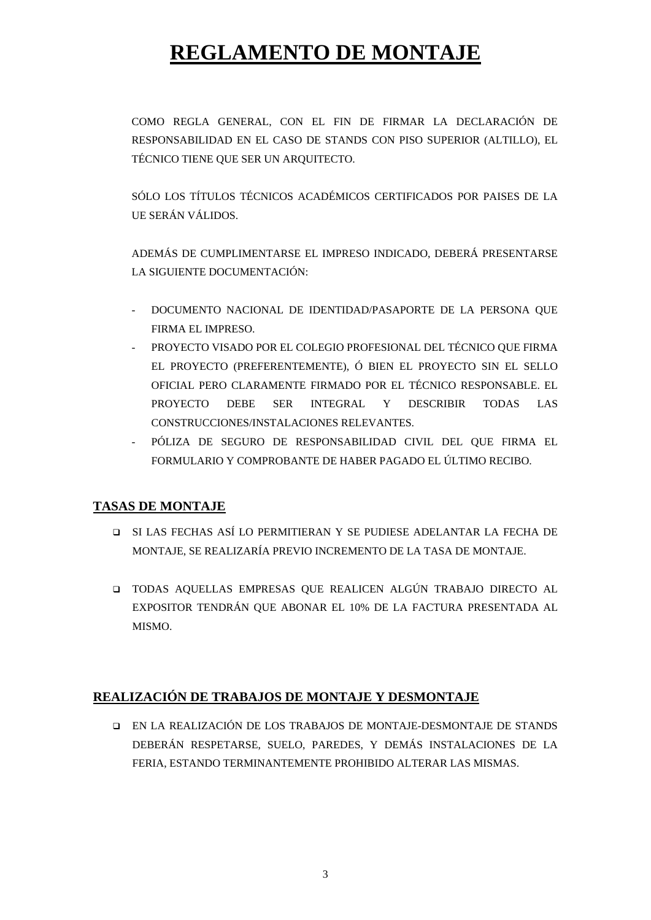# REGLAMENTO DE MONTAJE

COMO REGLA GENERAL, CON EL FIN DE FIRMAR LA DECLARACIÓN DE RESPONSABILIDAD EN EL CASO DE STANDS CON PISO SUPERIOR (ALTILLO), EL TÉCNICO TIENE QUE SER UN ARQUITECTO.

SÓLO LOS TÍTULOS TÉCNICOS ACADÉMICOS CERTIFICADOS POR PAISES DE LA UE SERÁN VÁLIDOS.

ADEMÁS DE CUMPLIMENTARSE EL IMPRESO INDICADO, DEBERÁ PRESENTARSE LA SIGUIENTE DOCUMENTACIÓN:

- DOCUMENTO NACIONAL DE IDENTIDAD/PASAPORTE DE LA PERSONA QUE FIRMA EL IMPRESO.
- PROYECTO VISADO POR EL COLEGIO PROFESIONAL DEL TÉCNICO QUE FIRMA EL PROYECTO (PREFERENTEMENTE), Ó BIEN EL PROYECTO SIN EL SELLO OFICIAL PERO CLARAMENTE FIRMADO POR EL TÉCNICO RESPONSABLE. EL PROYECTO DEBE SER INTEGRAL Y DESCRIBIR TODAS LAS CONSTRUCCIONES/INSTALACIONES RELEVANTES.
- PÓLIZA DE SEGURO DE RESPONSABILIDAD CIVIL DEL QUE FIRMA EL FORMULARIO Y COMPROBANTE DE HABER PAGADO EL ÚLTIMO RECIBO.

## TASAS DE MONTAJE

- SI LAS FECHAS ASÍ LO PERMITIERAN Y SE PUDIESE ADELANTAR LA FECHA DE MONTAJE, SE REALIZARÍA PREVIO INCREMENTO DE LA TASA DE MONTAJE.

- TODAS AQUELLAS EMPRESAS QUE REALICEN ALGÚN TRABAJO DIRECTO AL EXPOSITOR TENDRÁN QUE ABONAR EL 10% DE LA FACTURA PRESENTADA AL MISMO.

## REALIZACIÓN DE TRABAJOS DE MONTAJE Y DESMONTAJE

- EN LA REALIZACIÓN DE LOS TRABAJOS DE MONTAJE-DESMONTAJE DE STANDS DEBERÁN RESPETARSE, SUELO, PAREDES, Y DEMÁS INSTALACIONES DE LA FERIA, ESTANDO TERMINANTEMENTE PROHIBIDO ALTERAR LAS MISMAS.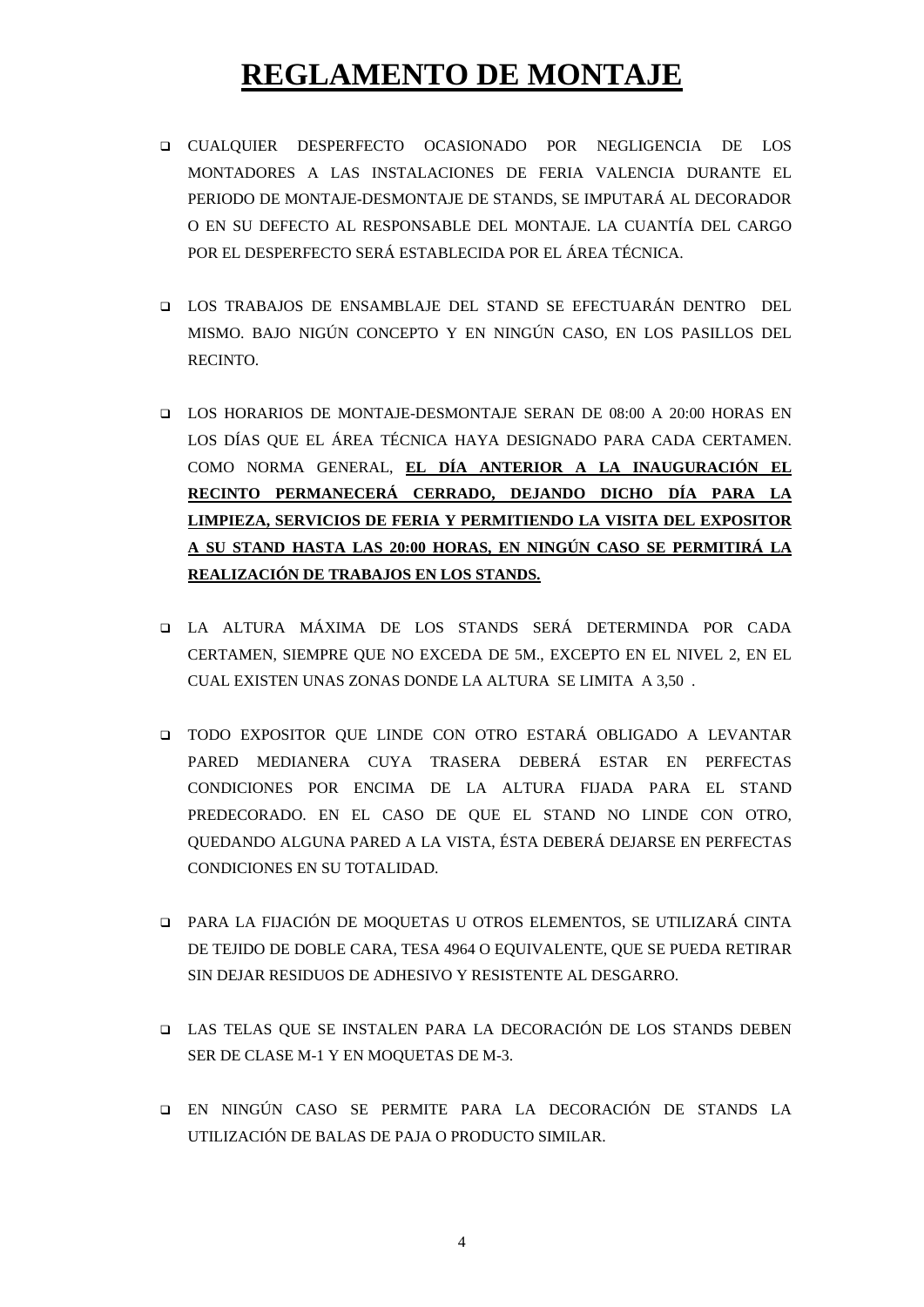# REGLAMENTO DE MONTAJE

- CUALQUIER DESPERFECTO OCASIONADO POR NEGLIGENCIA DE LOS MONTADORES A LAS INSTALACIONES DE FERIA VALENCIA DURANTE EL PERIODO DE MONTAJE-DESMONTAJE DE STANDS, SE IMPUTARÁ AL DECORADOR O EN SU DEFECTO AL RESPONSABLE DEL MONTAJE. LA CUANTÍA DEL CARGO POR EL DESPERFECTO SERÁ ESTABLECIDA POR EL ÁREA TÉCNICA.

- LOS TRABAJOS DE ENSAMBLAJE DEL STAND SE EFECTUARÁN DENTRO DEL MISMO. BAJO NIGÚN CONCEPTO Y EN NINGÚN CASO, EN LOS PASILLOS DEL RECINTO.

- LOS HORARIOS DE MONTAJE-DESMONTAJE SERAN DE 08:00 A 20:00 HORAS EN LOS DÍAS QUE EL ÁREA TÉCNICA HAYA DESIGNADO PARA CADA CERTAMEN. COMO NORMA GENERAL, **EL DÍA ANTERIOR A LA INAUGURACIÓN EL RECINTO PERMANECERÁ CERRADO, DEJANDO DICHO DÍA PARA LA LIMPIEZA, SERVICIOS DE FERIA Y PERMITIENDO LA VISITA DEL EXPOSITOR A SU STAND HASTA LAS 20:00 HORAS, EN NINGÚN CASO SE PERMITIRÁ LA REALIZACIÓN DE TRABAJOS EN LOS STANDS.**

- LA ALTURA MÁXIMA DE LOS STANDS SERÁ DETERMINDA POR CADA CERTAMEN, SIEMPRE QUE NO EXCEDA DE 5M., EXCEPTO EN EL NIVEL 2, EN EL CUAL EXISTEN UNAS ZONAS DONDE LA ALTURA SE LIMITA A 3,50 .

- TODO EXPOSITOR QUE LINDE CON OTRO ESTARÁ OBLIGADO A LEVANTAR PARED MEDIANERA CUYA TRASERA DEBERÁ ESTAR EN PERFECTAS CONDICIONES POR ENCIMA DE LA ALTURA FIJADA PARA EL STAND PREDECORADO. EN EL CASO DE QUE EL STAND NO LINDE CON OTRO, QUEDANDO ALGUNA PARED A LA VISTA, ÉSTA DEBERÁ DEJARSE EN PERFECTAS CONDICIONES EN SU TOTALIDAD.

- PARA LA FIJACIÓN DE MOQUETAS U OTROS ELEMENTOS, SE UTILIZARÁ CINTA DE TEJIDO DE DOBLE CARA, TESA 4964 O EQUIVALENTE, QUE SE PUEDA RETIRAR SIN DEJAR RESIDUOS DE ADHESIVO Y RESISTENTE AL DESGARRO.

- LAS TELAS QUE SE INSTALEN PARA LA DECORACIÓN DE LOS STANDS DEBEN SER DE CLASE M-1 Y EN MOQUETAS DE M-3.

- EN NINGÚN CASO SE PERMITE PARA LA DECORACIÓN DE STANDS LA UTILIZACIÓN DE BALAS DE PAJA O PRODUCTO SIMILAR.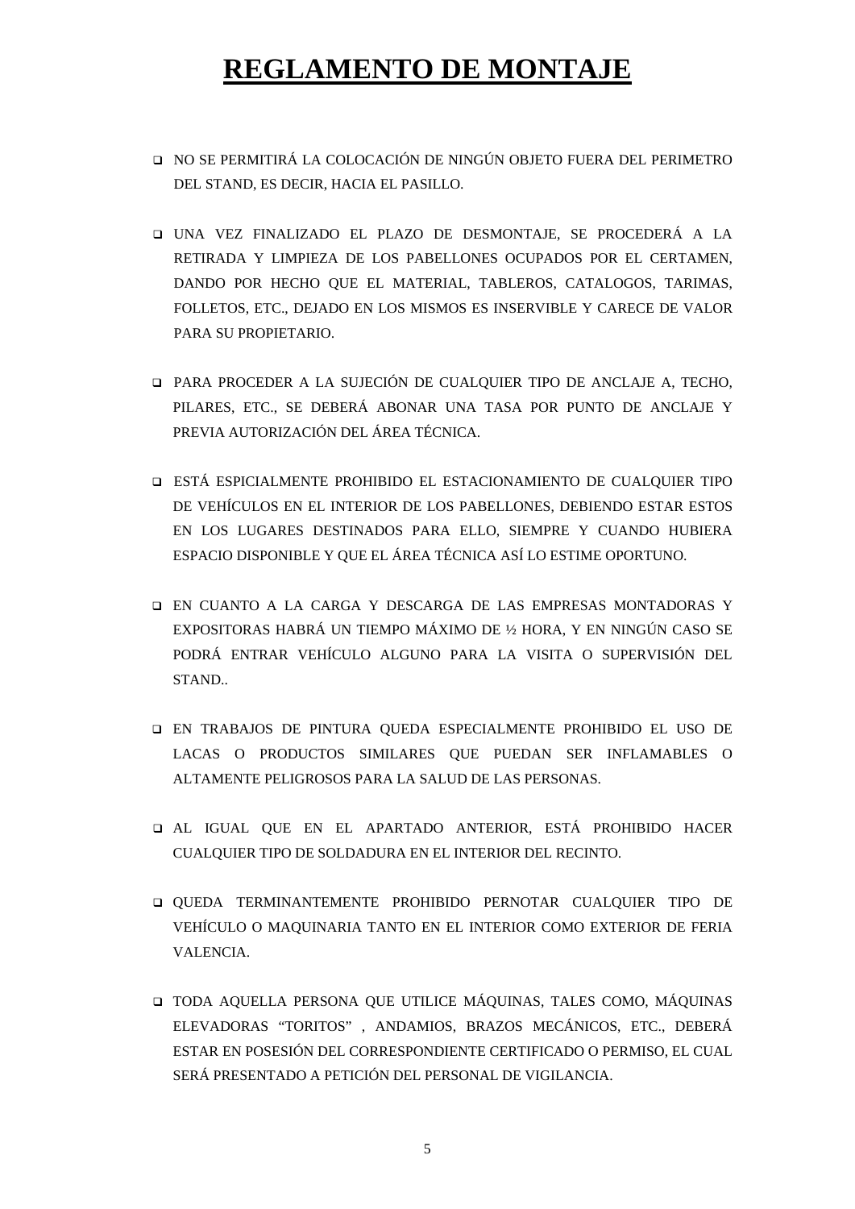# REGLAMENTO DE MONTAJE

- NO SE PERMITIRÁ LA COLOCACIÓN DE NINGÚN OBJETO FUERA DEL PERIMETRO DEL STAND, ES DECIR, HACIA EL PASILLO.

- UNA VEZ FINALIZADO EL PLAZO DE DESMONTAJE, SE PROCEDERÁ A LA RETIRADA Y LIMPIEZA DE LOS PABELLONES OCUPADOS POR EL CERTAMEN, DANDO POR HECHO QUE EL MATERIAL, TABLEROS, CATALOGOS, TARIMAS, FOLLETOS, ETC., DEJADO EN LOS MISMOS ES INSERVIBLE Y CARECE DE VALOR PARA SU PROPIETARIO.

- PARA PROCEDER A LA SUJECIÓN DE CUALQUIER TIPO DE ANCLAJE A, TECHO, PILARES, ETC., SE DEBERÁ ABONAR UNA TASA POR PUNTO DE ANCLAJE Y PREVIA AUTORIZACIÓN DEL ÁREA TÉCNICA.

- ESTÁ ESPICIALMENTE PROHIBIDO EL ESTACIONAMIENTO DE CUALQUIER TIPO DE VEHÍCULOS EN EL INTERIOR DE LOS PABELLONES, DEBIENDO ESTAR ESTOS EN LOS LUGARES DESTINADOS PARA ELLO, SIEMPRE Y CUANDO HUBIERA ESPACIO DISPONIBLE Y QUE EL ÁREA TÉCNICA ASÍ LO ESTIME OPORTUNO.

- EN CUANTO A LA CARGA Y DESCARGA DE LAS EMPRESAS MONTADORAS Y EXPOSITORAS HABRÁ UN TIEMPO MÁXIMO DE ½ HORA, Y EN NINGÚN CASO SE PODRÁ ENTRAR VEHÍCULO ALGUNO PARA LA VISITA O SUPERVISIÓN DEL STAND..

- EN TRABAJOS DE PINTURA QUEDA ESPECIALMENTE PROHIBIDO EL USO DE LACAS O PRODUCTOS SIMILARES QUE PUEDAN SER INFLAMABLES O ALTAMENTE PELIGROSOS PARA LA SALUD DE LAS PERSONAS.

- AL IGUAL QUE EN EL APARTADO ANTERIOR, ESTÁ PROHIBIDO HACER CUALQUIER TIPO DE SOLDADURA EN EL INTERIOR DEL RECINTO.

- QUEDA TERMINANTEMENTE PROHIBIDO PERNOTAR CUALQUIER TIPO DE VEHÍCULO O MAQUINARIA TANTO EN EL INTERIOR COMO EXTERIOR DE FERIA VALENCIA.

- TODA AQUELLA PERSONA QUE UTILICE MÁQUINAS, TALES COMO, MÁQUINAS ELEVADORAS "TORITOS" , ANDAMIOS, BRAZOS MECÁNICOS, ETC., DEBERÁ ESTAR EN POSESIÓN DEL CORRESPONDIENTE CERTIFICADO O PERMISO, EL CUAL SERÁ PRESENTADO A PETICIÓN DEL PERSONAL DE VIGILANCIA.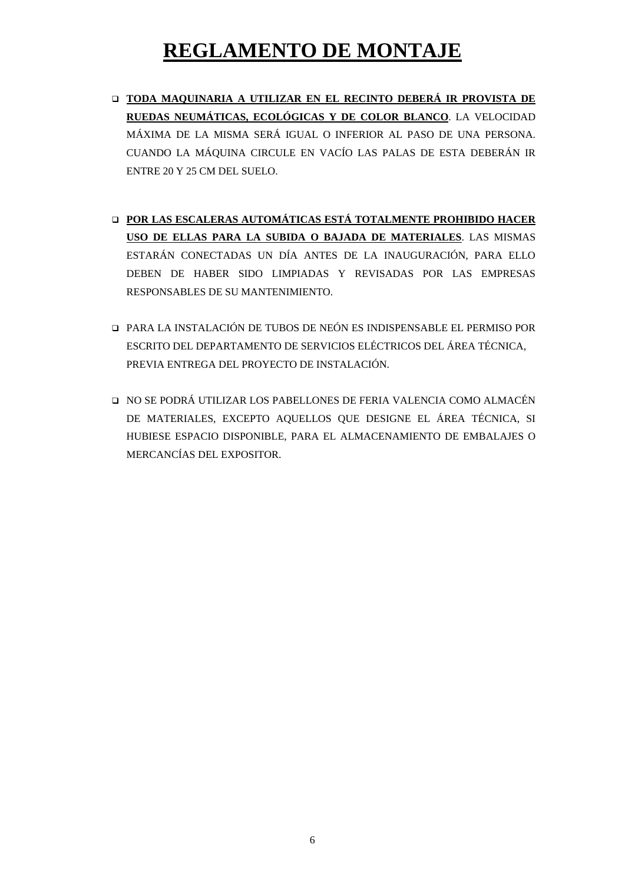# REGLAMENTO DE MONTAJE

- **TODA MAQUINARIA A UTILIZAR EN EL RECINTO DEBERÁ IR PROVISTA DE RUEDAS NEUMÁTICAS, ECOLÓGICAS Y DE COLOR BLANCO**. LA VELOCIDAD MÁXIMA DE LA MISMA SERÁ IGUAL O INFERIOR AL PASO DE UNA PERSONA. CUANDO LA MÁQUINA CIRCULE EN VACÍO LAS PALAS DE ESTA DEBERÁN IR ENTRE 20 Y 25 CM DEL SUELO.

- **POR LAS ESCALERAS AUTOMÁTICAS ESTÁ TOTALMENTE PROHIBIDO HACER USO DE ELLAS PARA LA SUBIDA O BAJADA DE MATERIALES**. LAS MISMAS ESTARÁN CONECTADAS UN DÍA ANTES DE LA INAUGURACIÓN, PARA ELLO DEBEN DE HABER SIDO LIMPIADAS Y REVISADAS POR LAS EMPRESAS RESPONSABLES DE SU MANTENIMIENTO.

- PARA LA INSTALACIÓN DE TUBOS DE NEÓN ES INDISPENSABLE EL PERMISO POR ESCRITO DEL DEPARTAMENTO DE SERVICIOS ELÉCTRICOS DEL ÁREA TÉCNICA, PREVIA ENTREGA DEL PROYECTO DE INSTALACIÓN.

- NO SE PODRÁ UTILIZAR LOS PABELLONES DE FERIA VALENCIA COMO ALMACÉN DE MATERIALES, EXCEPTO AQUELLOS QUE DESIGNE EL ÁREA TÉCNICA, SI HUBIESE ESPACIO DISPONIBLE, PARA EL ALMACENAMIENTO DE EMBALAJES O MERCANCÍAS DEL EXPOSITOR.